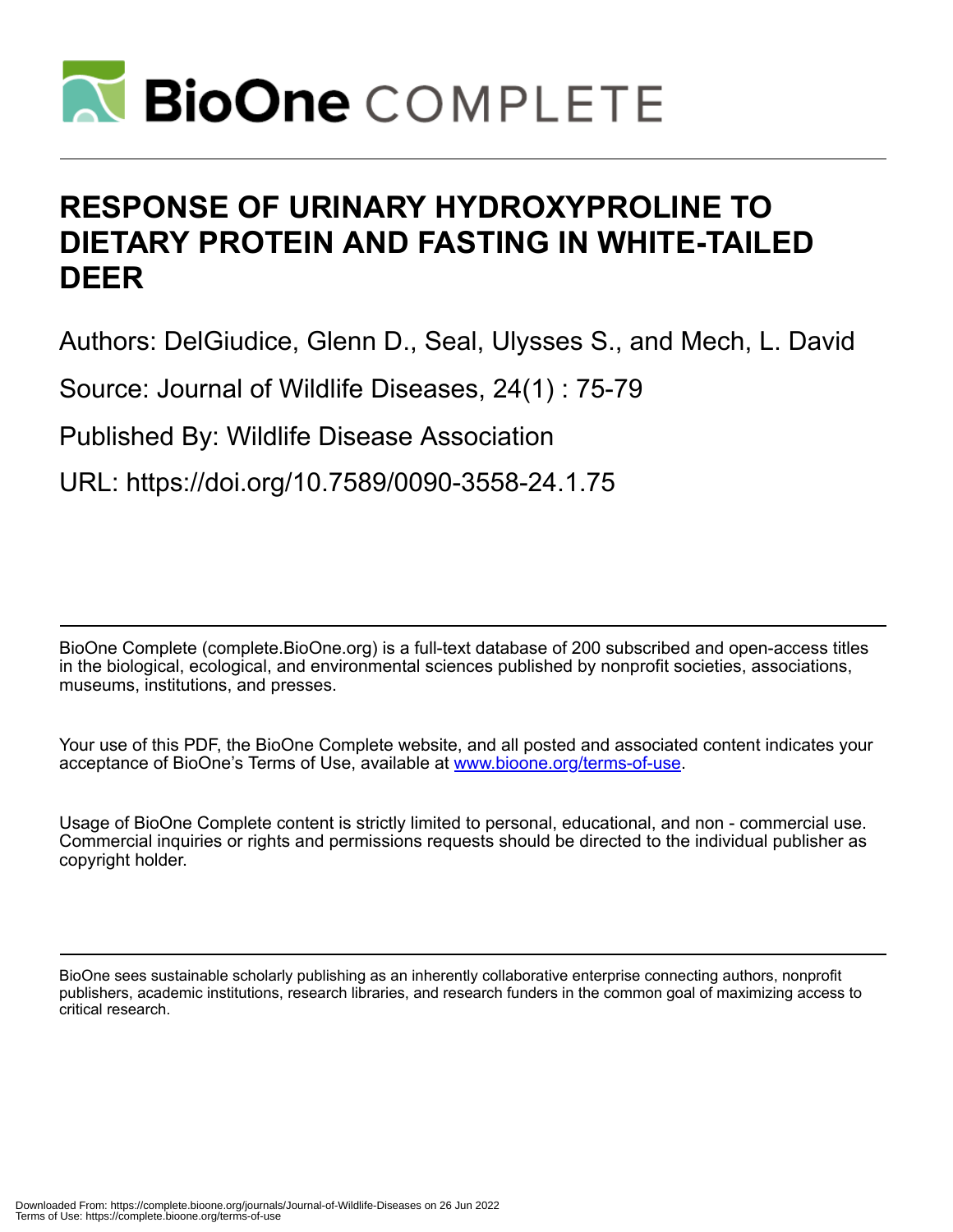# RESPONSE OF URINARY HYDROXYPROLINE TO DIETARY PROTEIN AND FASTING IN WHITE-TAILED DEER

Authors: DelGiudice, Glenn D., Seal, Ulysses S., and Mech, L. David

Source: Journal of Wildlife Diseases, 24(1) : 75-79

Published By: Wildlife Disease Association

URL: https://doi.org/10.7589/0090-3558-24.1.75

---

BioOne Complete (complete.BioOne.org) is a full-text database of 200 subscribed and open-access titles in the biological, ecological, and environmental sciences published by nonprofit societies, associations, museums, institutions, and presses.

Your use of this PDF, the BioOne Complete website, and all posted and associated content indicates your acceptance of BioOne's Terms of Use, available at www.bioone.org/terms-of-use.

Usage of BioOne Complete content is strictly limited to personal, educational, and non - commercial use. Commercial inquiries or rights and permissions requests should be directed to the individual publisher as copyright holder.

---

BioOne sees sustainable scholarly publishing as an inherently collaborative enterprise connecting authors, nonprofit publishers, academic institutions, research libraries, and research funders in the common goal of maximizing access to critical research.

Downloaded From: https://complete.bioone.org/journals/Journal-of-Wildlife-Diseases on 26 Jun 2022
Terms of Use: https://complete.bioone.org/terms-of-use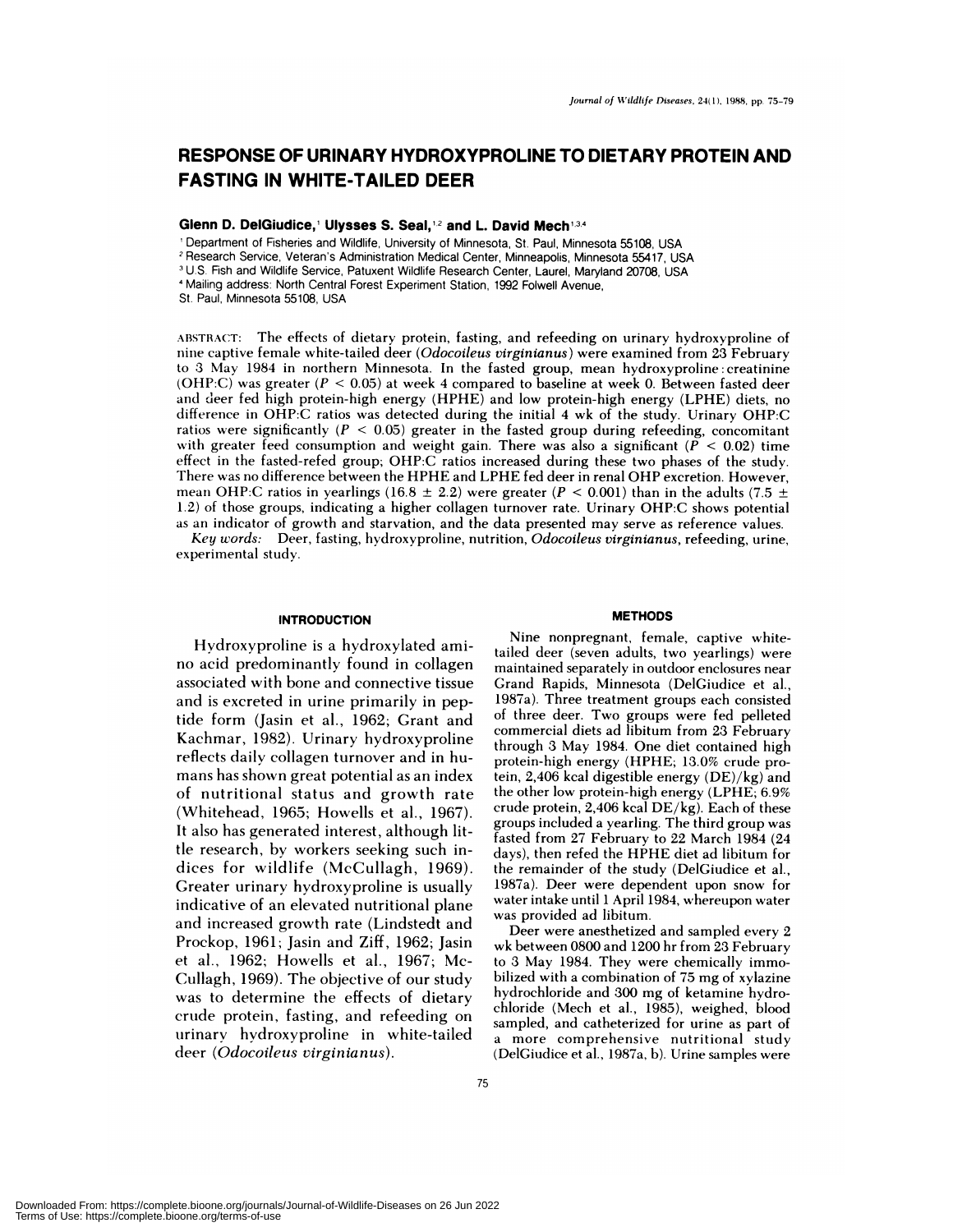# RESPONSE OF URINARY HYDROXYPROLINE TO DIETARY PROTEIN AND FASTING IN WHITE-TAILED DEER

**Glenn D. DelGiudice,[1] Ulysses S. Seal,[1,2] and L. David Mech[1,3,4]**

[1] Department of Fisheries and Wildlife, University of Minnesota, St. Paul, Minnesota 55108, USA
[2] Research Service, Veteran's Administration Medical Center, Minneapolis, Minnesota 55417, USA
[3] U.S. Fish and Wildlife Service, Patuxent Wildlife Research Center, Laurel, Maryland 20708, USA
[4] Mailing address: North Central Forest Experiment Station, 1992 Folwell Avenue, St. Paul, Minnesota 55108, USA

ABSTRACT: The effects of dietary protein, fasting, and refeeding on urinary hydroxyproline of nine captive female white-tailed deer (*Odocoileus virginianus*) were examined from 23 February to 3 May 1984 in northern Minnesota. In the fasted group, mean hydroxyproline : creatinine (OHP:C) was greater ($P < 0.05$) at week 4 compared to baseline at week 0. Between fasted deer and deer fed high protein-high energy (HPHE) and low protein-high energy (LPHE) diets, no difference in OHP:C ratios was detected during the initial 4 wk of the study. Urinary OHP:C ratios were significantly ($P < 0.05$) greater in the fasted group during refeeding, concomitant with greater feed consumption and weight gain. There was also a significant ($P < 0.02$) time effect in the fasted-refed group; OHP:C ratios increased during these two phases of the study. There was no difference between the HPHE and LPHE fed deer in renal OHP excretion. However, mean OHP:C ratios in yearlings ($16.8 \pm 2.2$) were greater ($P < 0.001$) than in the adults ($7.5 \pm 1.2$) of those groups, indicating a higher collagen turnover rate. Urinary OHP:C shows potential as an indicator of growth and starvation, and the data presented may serve as reference values.

*Key words:* Deer, fasting, hydroxyproline, nutrition, *Odocoileus virginianus*, refeeding, urine, experimental study.

## INTRODUCTION

Hydroxyproline is a hydroxylated amino acid predominantly found in collagen associated with bone and connective tissue and is excreted in urine primarily in peptide form (Jasin et al., 1962; Grant and Kachmar, 1982). Urinary hydroxyproline reflects daily collagen turnover and in humans has shown great potential as an index of nutritional status and growth rate (Whitehead, 1965; Howells et al., 1967). It also has generated interest, although little research, by workers seeking such indices for wildlife (McCullagh, 1969). Greater urinary hydroxyproline is usually indicative of an elevated nutritional plane and increased growth rate (Lindstedt and Prockop, 1961; Jasin and Ziff, 1962; Jasin et al., 1962; Howells et al., 1967; McCullagh, 1969). The objective of our study was to determine the effects of dietary crude protein, fasting, and refeeding on urinary hydroxyproline in white-tailed deer (*Odocoileus virginianus*).

## METHODS

Nine nonpregnant, female, captive white-tailed deer (seven adults, two yearlings) were maintained separately in outdoor enclosures near Grand Rapids, Minnesota (DelGiudice et al., 1987a). Three treatment groups each consisted of three deer. Two groups were fed pelleted commercial diets ad libitum from 23 February through 3 May 1984. One diet contained high protein-high energy (HPHE; 13.0% crude protein, 2,406 kcal digestible energy (DE)/kg) and the other low protein-high energy (LPHE; 6.9% crude protein, 2,406 kcal DE/kg). Each of these groups included a yearling. The third group was fasted from 27 February to 22 March 1984 (24 days), then refed the HPHE diet ad libitum for the remainder of the study (DelGiudice et al., 1987a). Deer were dependent upon snow for water intake until 1 April 1984, whereupon water was provided ad libitum.

Deer were anesthetized and sampled every 2 wk between 0800 and 1200 hr from 23 February to 3 May 1984. They were chemically immobilized with a combination of 75 mg of xylazine hydrochloride and 300 mg of ketamine hydrochloride (Mech et al., 1985), weighed, blood sampled, and catheterized for urine as part of a more comprehensive nutritional study (DelGiudice et al., 1987a, b). Urine samples were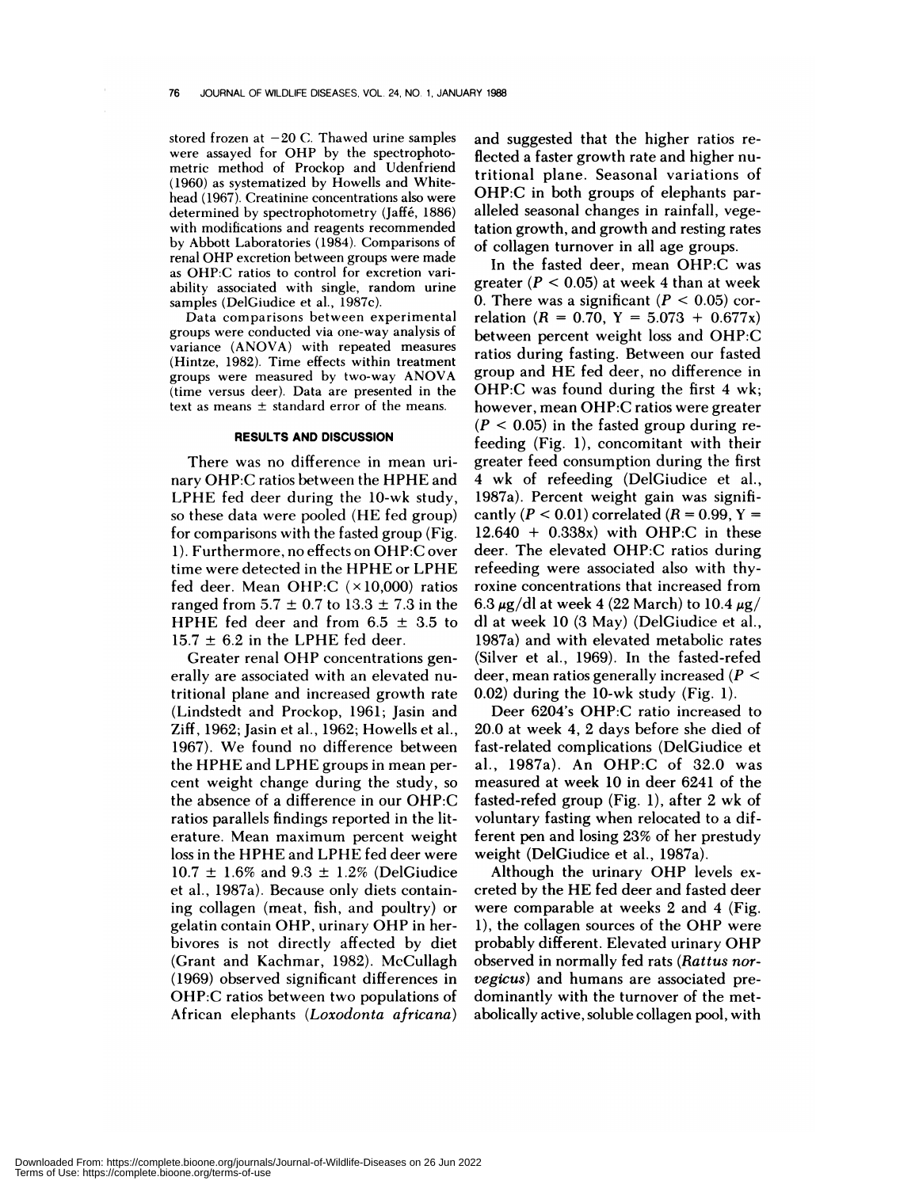stored frozen at −20 C. Thawed urine samples were assayed for OHP by the spectrophotometric method of Prockop and Udenfriend (1960) as systematized by Howells and Whitehead (1967). Creatinine concentrations also were determined by spectrophotometry (Jaffé, 1886) with modifications and reagents recommended by Abbott Laboratories (1984). Comparisons of renal OHP excretion between groups were made as OHP:C ratios to control for excretion variability associated with single, random urine samples (DelGiudice et al., 1987c).

Data comparisons between experimental groups were conducted via one-way analysis of variance (ANOVA) with repeated measures (Hintze, 1982). Time effects within treatment groups were measured by two-way ANOVA (time versus deer). Data are presented in the text as means ± standard error of the means.

## RESULTS AND DISCUSSION

There was no difference in mean urinary OHP:C ratios between the HPHE and LPHE fed deer during the 10-wk study, so these data were pooled (HE fed group) for comparisons with the fasted group (Fig. 1). Furthermore, no effects on OHP:C over time were detected in the HPHE or LPHE fed deer. Mean OHP:C (×10,000) ratios ranged from 5.7 ± 0.7 to 13.3 ± 7.3 in the HPHE fed deer and from 6.5 ± 3.5 to 15.7 ± 6.2 in the LPHE fed deer.

Greater renal OHP concentrations generally are associated with an elevated nutritional plane and increased growth rate (Lindstedt and Prockop, 1961; Jasin and Ziff, 1962; Jasin et al., 1962; Howells et al., 1967). We found no difference between the HPHE and LPHE groups in mean percent weight change during the study, so the absence of a difference in our OHP:C ratios parallels findings reported in the literature. Mean maximum percent weight loss in the HPHE and LPHE fed deer were 10.7 ± 1.6% and 9.3 ± 1.2% (DelGiudice et al., 1987a). Because only diets containing collagen (meat, fish, and poultry) or gelatin contain OHP, urinary OHP in herbivores is not directly affected by diet (Grant and Kachmar, 1982). McCullagh (1969) observed significant differences in OHP:C ratios between two populations of African elephants (*Loxodonta africana*) and suggested that the higher ratios reflected a faster growth rate and higher nutritional plane. Seasonal variations of OHP:C in both groups of elephants paralleled seasonal changes in rainfall, vegetation growth, and growth and resting rates of collagen turnover in all age groups.

In the fasted deer, mean OHP:C was greater ($P < 0.05$) at week 4 than at week 0. There was a significant ($P < 0.05$) correlation ($R = 0.70$, $Y = 5.073 + 0.677x$) between percent weight loss and OHP:C ratios during fasting. Between our fasted group and HE fed deer, no difference in OHP:C was found during the first 4 wk; however, mean OHP:C ratios were greater ($P < 0.05$) in the fasted group during refeeding (Fig. 1), concomitant with their greater feed consumption during the first 4 wk of refeeding (DelGiudice et al., 1987a). Percent weight gain was significantly ($P < 0.01$) correlated ($R = 0.99$, $Y = 12.640 + 0.338x$) with OHP:C in these deer. The elevated OHP:C ratios during refeeding were associated also with thyroxine concentrations that increased from 6.3 μg/dl at week 4 (22 March) to 10.4 μg/dl at week 10 (3 May) (DelGiudice et al., 1987a) and with elevated metabolic rates (Silver et al., 1969). In the fasted-refed deer, mean ratios generally increased ($P < 0.02$) during the 10-wk study (Fig. 1).

Deer 6204's OHP:C ratio increased to 20.0 at week 4, 2 days before she died of fast-related complications (DelGiudice et al., 1987a). An OHP:C of 32.0 was measured at week 10 in deer 6241 of the fasted-refed group (Fig. 1), after 2 wk of voluntary fasting when relocated to a different pen and losing 23% of her prestudy weight (DelGiudice et al., 1987a).

Although the urinary OHP levels excreted by the HE fed deer and fasted deer were comparable at weeks 2 and 4 (Fig. 1), the collagen sources of the OHP were probably different. Elevated urinary OHP observed in normally fed rats (*Rattus norvegicus*) and humans are associated predominantly with the turnover of the metabolically active, soluble collagen pool, with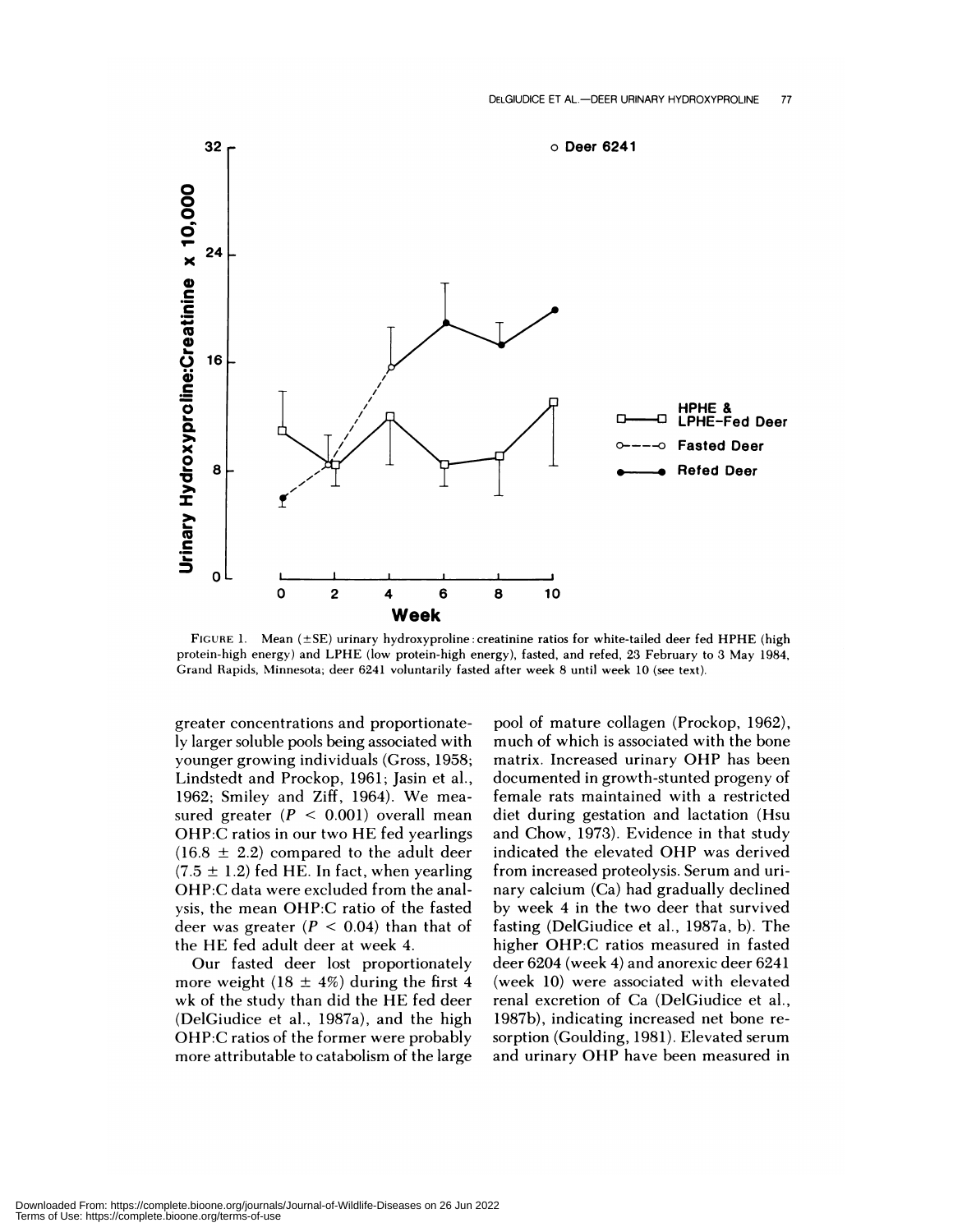FIGURE 1. Mean (±SE) urinary hydroxyproline : creatinine ratios for white-tailed deer fed HPHE (high protein-high energy) and LPHE (low protein-high energy), fasted, and refed, 23 February to 3 May 1984, Grand Rapids, Minnesota; deer 6241 voluntarily fasted after week 8 until week 10 (see text).

greater concentrations and proportionately larger soluble pools being associated with younger growing individuals (Gross, 1958; Lindstedt and Prockop, 1961; Jasin et al., 1962; Smiley and Ziff, 1964). We measured greater ($P < 0.001$) overall mean OHP:C ratios in our two HE fed yearlings ($16.8 \pm 2.2$) compared to the adult deer ($7.5 \pm 1.2$) fed HE. In fact, when yearling OHP:C data were excluded from the analysis, the mean OHP:C ratio of the fasted deer was greater ($P < 0.04$) than that of the HE fed adult deer at week 4.

Our fasted deer lost proportionately more weight ($18 \pm 4\%$) during the first 4 wk of the study than did the HE fed deer (DelGiudice et al., 1987a), and the high OHP:C ratios of the former were probably more attributable to catabolism of the large pool of mature collagen (Prockop, 1962), much of which is associated with the bone matrix. Increased urinary OHP has been documented in growth-stunted progeny of female rats maintained with a restricted diet during gestation and lactation (Hsu and Chow, 1973). Evidence in that study indicated the elevated OHP was derived from increased proteolysis. Serum and urinary calcium (Ca) had gradually declined by week 4 in the two deer that survived fasting (DelGiudice et al., 1987a, b). The higher OHP:C ratios measured in fasted deer 6204 (week 4) and anorexic deer 6241 (week 10) were associated with elevated renal excretion of Ca (DelGiudice et al., 1987b), indicating increased net bone resorption (Goulding, 1981). Elevated serum and urinary OHP have been measured in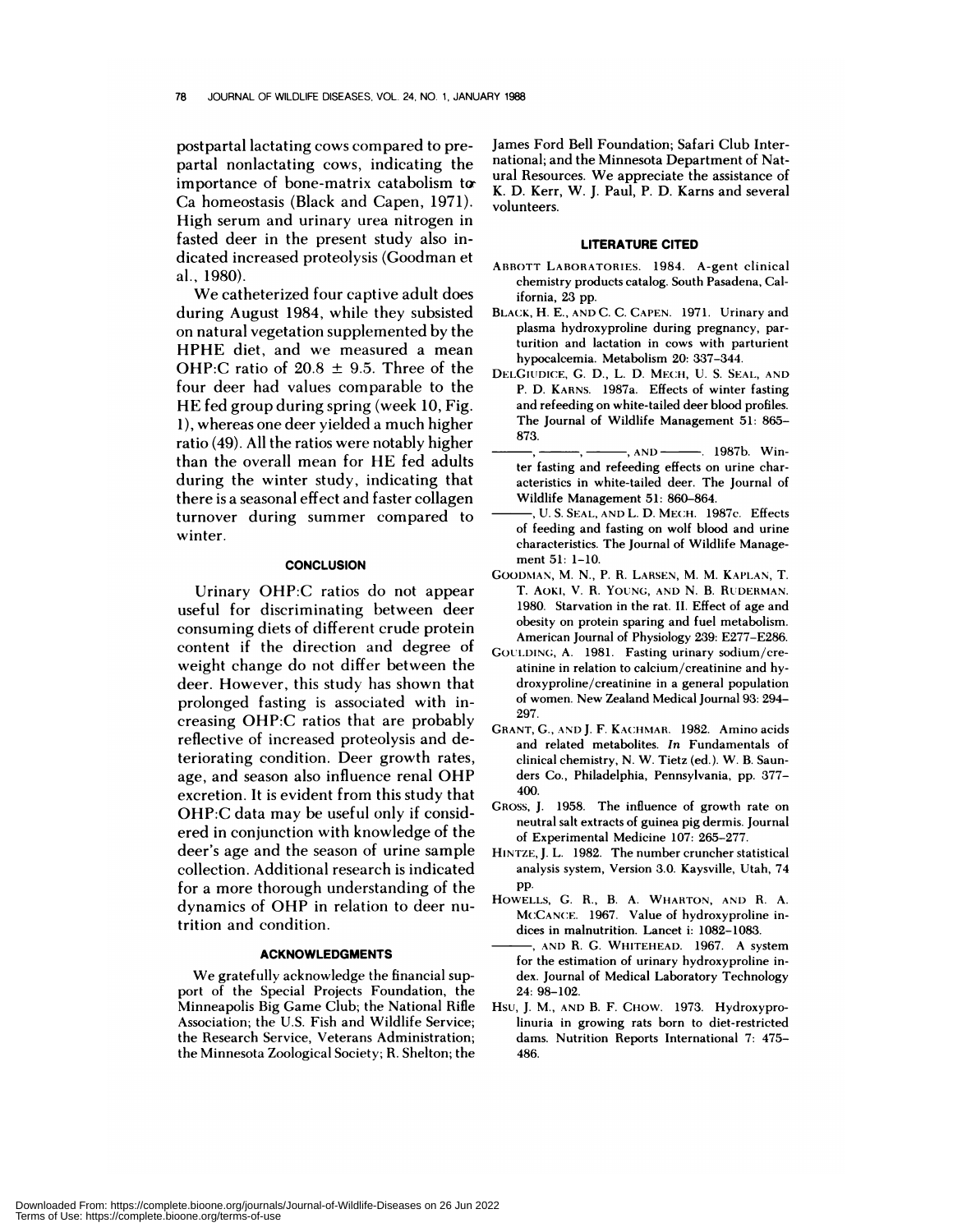postpartal lactating cows compared to prepartal nonlactating cows, indicating the importance of bone-matrix catabolism to Ca homeostasis (Black and Capen, 1971). High serum and urinary urea nitrogen in fasted deer in the present study also indicated increased proteolysis (Goodman et al., 1980).

We catheterized four captive adult does during August 1984, while they subsisted on natural vegetation supplemented by the HPHE diet, and we measured a mean OHP:C ratio of $20.8 \pm 9.5$. Three of the four deer had values comparable to the HE fed group during spring (week 10, Fig. 1), whereas one deer yielded a much higher ratio (49). All the ratios were notably higher than the overall mean for HE fed adults during the winter study, indicating that there is a seasonal effect and faster collagen turnover during summer compared to winter.

## CONCLUSION

Urinary OHP:C ratios do not appear useful for discriminating between deer consuming diets of different crude protein content if the direction and degree of weight change do not differ between the deer. However, this study has shown that prolonged fasting is associated with increasing OHP:C ratios that are probably reflective of increased proteolysis and deteriorating condition. Deer growth rates, age, and season also influence renal OHP excretion. It is evident from this study that OHP:C data may be useful only if considered in conjunction with knowledge of the deer's age and the season of urine sample collection. Additional research is indicated for a more thorough understanding of the dynamics of OHP in relation to deer nutrition and condition.

## ACKNOWLEDGMENTS

We gratefully acknowledge the financial support of the Special Projects Foundation, the Minneapolis Big Game Club; the National Rifle Association; the U.S. Fish and Wildlife Service; the Research Service, Veterans Administration; the Minnesota Zoological Society; R. Shelton; the James Ford Bell Foundation; Safari Club International; and the Minnesota Department of Natural Resources. We appreciate the assistance of K. D. Kerr, W. J. Paul, P. D. Karns and several volunteers.

## LITERATURE CITED

ABBOTT LABORATORIES. 1984. A-gent clinical chemistry products catalog. South Pasadena, California, 23 pp.

BLACK, H. E., AND C. C. CAPEN. 1971. Urinary and plasma hydroxyproline during pregnancy, parturition and lactation in cows with parturient hypocalcemia. Metabolism 20: 337–344.

DELGIUDICE, G. D., L. D. MECH, U. S. SEAL, AND P. D. KARNS. 1987a. Effects of winter fasting and refeeding on white-tailed deer blood profiles. The Journal of Wildlife Management 51: 865–873.

———, ———, ———, AND ———. 1987b. Winter fasting and refeeding effects on urine characteristics in white-tailed deer. The Journal of Wildlife Management 51: 860–864.

———, U. S. SEAL, AND L. D. MECH. 1987c. Effects of feeding and fasting on wolf blood and urine characteristics. The Journal of Wildlife Management 51: 1–10.

GOODMAN, M. N., P. R. LARSEN, M. M. KAPLAN, T. T. AOKI, V. R. YOUNG, AND N. B. RUDERMAN. 1980. Starvation in the rat. II. Effect of age and obesity on protein sparing and fuel metabolism. American Journal of Physiology 239: E277–E286.

GOULDING, A. 1981. Fasting urinary sodium/creatinine in relation to calcium/creatinine and hydroxyproline/creatinine in a general population of women. New Zealand Medical Journal 93: 294–297.

GRANT, G., AND J. F. KACHMAR. 1982. Amino acids and related metabolites. *In* Fundamentals of clinical chemistry, N. W. Tietz (ed.). W. B. Saunders Co., Philadelphia, Pennsylvania, pp. 377–400.

GROSS, J. 1958. The influence of growth rate on neutral salt extracts of guinea pig dermis. Journal of Experimental Medicine 107: 265–277.

HINTZE, J. L. 1982. The number cruncher statistical analysis system, Version 3.0. Kaysville, Utah, 74 pp.

HOWELLS, G. R., B. A. WHARTON, AND R. A. MCCANCE. 1967. Value of hydroxyproline indices in malnutrition. Lancet i: 1082–1083.

———, AND R. G. WHITEHEAD. 1967. A system for the estimation of urinary hydroxyproline index. Journal of Medical Laboratory Technology 24: 98–102.

HSU, J. M., AND B. F. CHOW. 1973. Hydroxyprolinuria in growing rats born to diet-restricted dams. Nutrition Reports International 7: 475–486.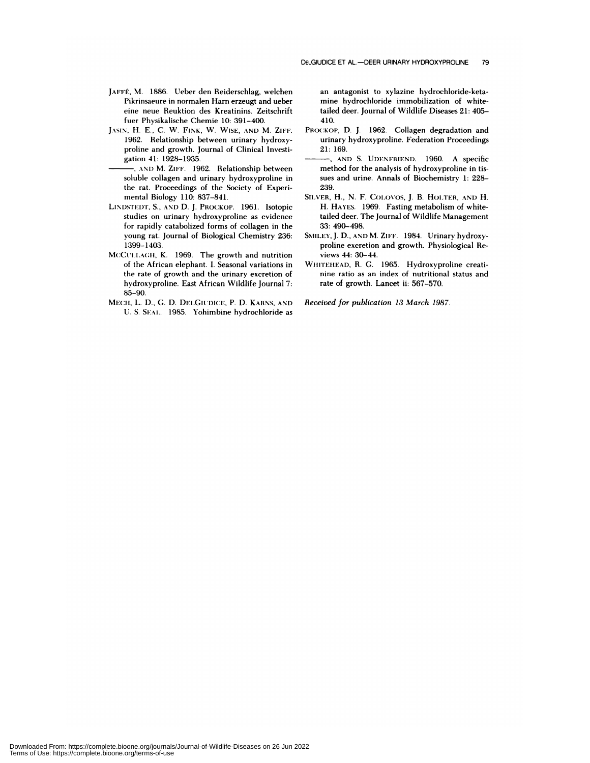JAFFÉ, M. 1886. Ueber den Reiderschlag, welchen Pikrinsaeure in normalen Harn erzeugt and ueber eine neue Reuktion des Kreatinins. Zeitschrift fuer Physikalische Chemie 10: 391–400.

JASIN, H. E., C. W. FINK, W. WISE, AND M. ZIFF. 1962. Relationship between urinary hydroxyproline and growth. Journal of Clinical Investigation 41: 1928–1935.

———, AND M. ZIFF. 1962. Relationship between soluble collagen and urinary hydroxyproline in the rat. Proceedings of the Society of Experimental Biology 110: 837–841.

LINDSTEDT, S., AND D. J. PROCKOP. 1961. Isotopic studies on urinary hydroxyproline as evidence for rapidly catabolized forms of collagen in the young rat. Journal of Biological Chemistry 236: 1399–1403.

MCCULLAGH, K. 1969. The growth and nutrition of the African elephant. I. Seasonal variations in the rate of growth and the urinary excretion of hydroxyproline. East African Wildlife Journal 7: 85–90.

MECH, L. D., G. D. DELGIUDICE, P. D. KARNS, AND U. S. SEAL. 1985. Yohimbine hydrochloride as an antagonist to xylazine hydrochloride-ketamine hydrochloride immobilization of white-tailed deer. Journal of Wildlife Diseases 21: 405–410.

PROCKOP, D. J. 1962. Collagen degradation and urinary hydroxyproline. Federation Proceedings 21: 169.

———, AND S. UDENFRIEND. 1960. A specific method for the analysis of hydroxyproline in tissues and urine. Annals of Biochemistry 1: 228–239.

SILVER, H., N. F. COLOVOS, J. B. HOLTER, AND H. H. HAYES. 1969. Fasting metabolism of white-tailed deer. The Journal of Wildlife Management 33: 490–498.

SMILEY, J. D., AND M. ZIFF. 1984. Urinary hydroxyproline excretion and growth. Physiological Reviews 44: 30–44.

WHITEHEAD, R. G. 1965. Hydroxyproline creatinine ratio as an index of nutritional status and rate of growth. Lancet ii: 567–570.

*Received for publication 13 March 1987.*